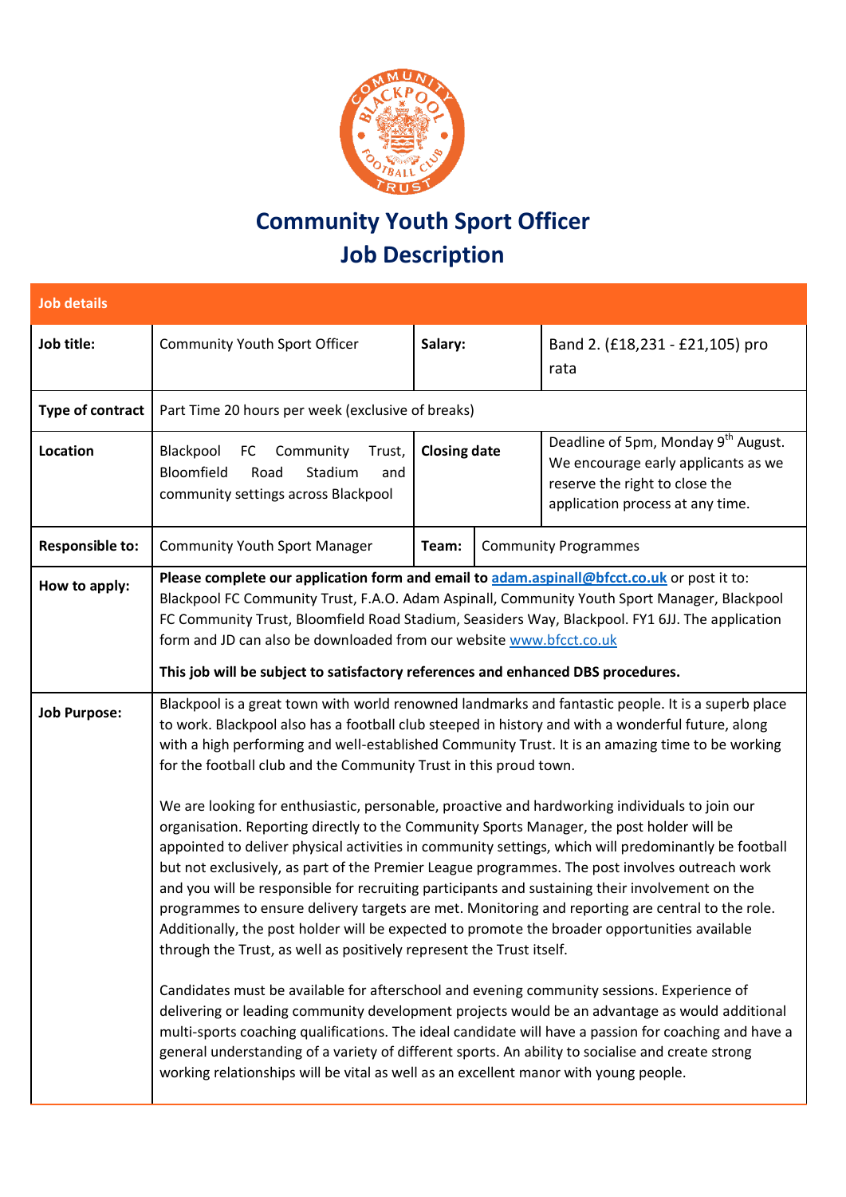# Community Youth Sport Officer
# Job Description

| Job details | | | | |
|---|---|---|---|---|
| **Job title:** | Community Youth Sport Officer | **Salary:** | | Band 2. (£18,231 - £21,105) pro rata |
| **Type of contract** | Part Time 20 hours per week (exclusive of breaks) | | | |
| **Location** | Blackpool FC Community Trust, Bloomfield Road Stadium and community settings across Blackpool | **Closing date** | | Deadline of 5pm, Monday 9th August. We encourage early applicants as we reserve the right to close the application process at any time. |
| **Responsible to:** | Community Youth Sport Manager | **Team:** | Community Programmes | |
| **How to apply:** | **Please complete our application form and email to adam.aspinall@bfcct.co.uk** or post it to: Blackpool FC Community Trust, F.A.O. Adam Aspinall, Community Youth Sport Manager, Blackpool FC Community Trust, Bloomfield Road Stadium, Seasiders Way, Blackpool. FY1 6JJ. The application form and JD can also be downloaded from our website www.bfcct.co.uk<br><br>**This job will be subject to satisfactory references and enhanced DBS procedures.** | | | |
| **Job Purpose:** | Blackpool is a great town with world renowned landmarks and fantastic people. It is a superb place to work. Blackpool also has a football club steeped in history and with a wonderful future, along with a high performing and well-established Community Trust. It is an amazing time to be working for the football club and the Community Trust in this proud town.<br><br>We are looking for enthusiastic, personable, proactive and hardworking individuals to join our organisation. Reporting directly to the Community Sports Manager, the post holder will be appointed to deliver physical activities in community settings, which will predominantly be football but not exclusively, as part of the Premier League programmes. The post involves outreach work and you will be responsible for recruiting participants and sustaining their involvement on the programmes to ensure delivery targets are met. Monitoring and reporting are central to the role. Additionally, the post holder will be expected to promote the broader opportunities available through the Trust, as well as positively represent the Trust itself.<br><br>Candidates must be available for afterschool and evening community sessions. Experience of delivering or leading community development projects would be an advantage as would additional multi-sports coaching qualifications. The ideal candidate will have a passion for coaching and have a general understanding of a variety of different sports. An ability to socialise and create strong working relationships will be vital as well as an excellent manor with young people. | | | |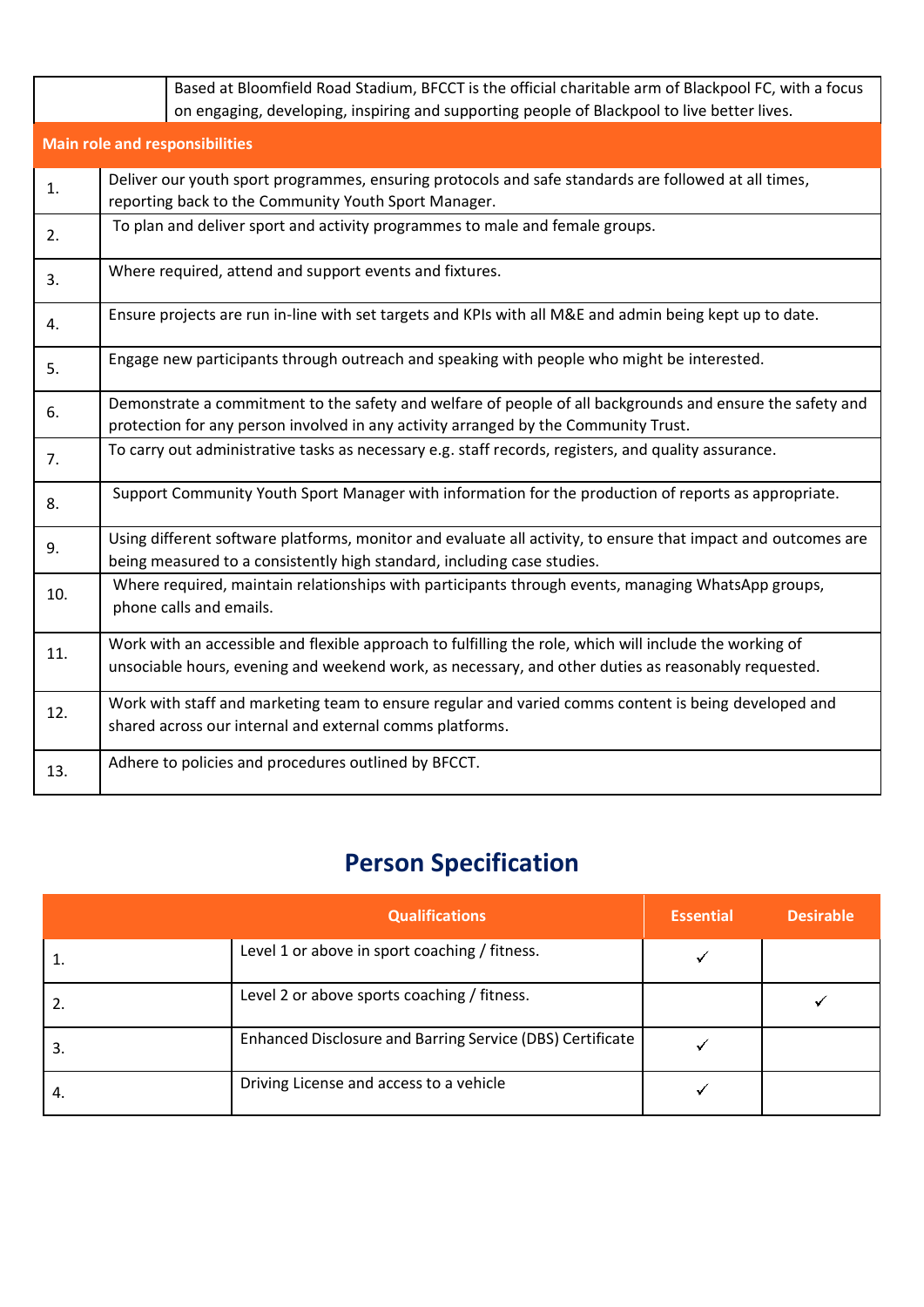| | Based at Bloomfield Road Stadium, BFCCT is the official charitable arm of Blackpool FC, with a focus on engaging, developing, inspiring and supporting people of Blackpool to live better lives. |
|---|---|

| **Main role and responsibilities** | |
|---|---|
| 1. | Deliver our youth sport programmes, ensuring protocols and safe standards are followed at all times, reporting back to the Community Youth Sport Manager. |
| 2. | To plan and deliver sport and activity programmes to male and female groups. |
| 3. | Where required, attend and support events and fixtures. |
| 4. | Ensure projects are run in-line with set targets and KPIs with all M&E and admin being kept up to date. |
| 5. | Engage new participants through outreach and speaking with people who might be interested. |
| 6. | Demonstrate a commitment to the safety and welfare of people of all backgrounds and ensure the safety and protection for any person involved in any activity arranged by the Community Trust. |
| 7. | To carry out administrative tasks as necessary e.g. staff records, registers, and quality assurance. |
| 8. | Support Community Youth Sport Manager with information for the production of reports as appropriate. |
| 9. | Using different software platforms, monitor and evaluate all activity, to ensure that impact and outcomes are being measured to a consistently high standard, including case studies. |
| 10. | Where required, maintain relationships with participants through events, managing WhatsApp groups, phone calls and emails. |
| 11. | Work with an accessible and flexible approach to fulfilling the role, which will include the working of unsociable hours, evening and weekend work, as necessary, and other duties as reasonably requested. |
| 12. | Work with staff and marketing team to ensure regular and varied comms content is being developed and shared across our internal and external comms platforms. |
| 13. | Adhere to policies and procedures outlined by BFCCT. |

## Person Specification

| | Qualifications | Essential | Desirable |
|---|---|---|---|
| 1. | Level 1 or above in sport coaching / fitness. | ✓ | |
| 2. | Level 2 or above sports coaching / fitness. | | ✓ |
| 3. | Enhanced Disclosure and Barring Service (DBS) Certificate | ✓ | |
| 4. | Driving License and access to a vehicle | ✓ | |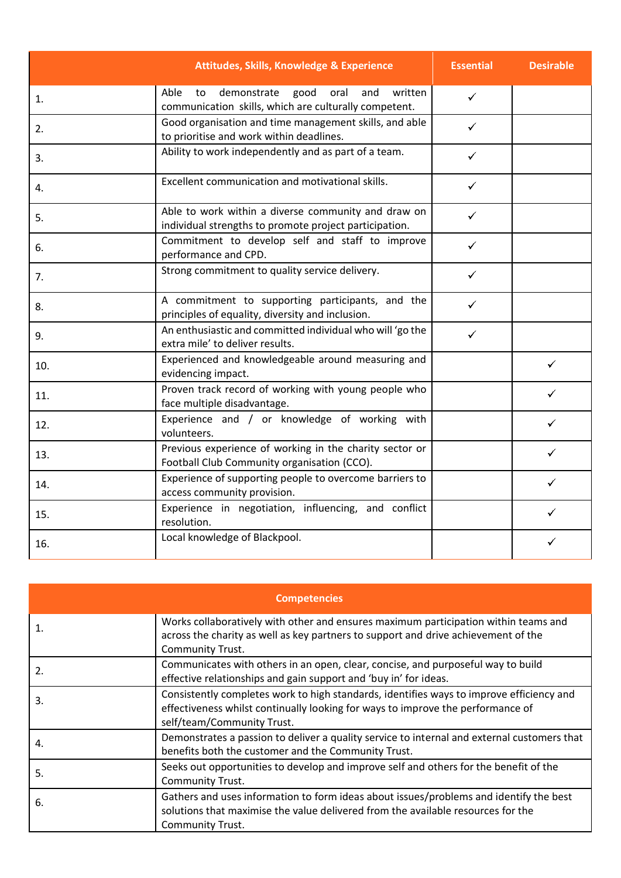| | Attitudes, Skills, Knowledge & Experience | Essential | Desirable |
|---|---|---|---|
| 1. | Able to demonstrate good oral and written communication skills, which are culturally competent. | ✓ | |
| 2. | Good organisation and time management skills, and able to prioritise and work within deadlines. | ✓ | |
| 3. | Ability to work independently and as part of a team. | ✓ | |
| 4. | Excellent communication and motivational skills. | ✓ | |
| 5. | Able to work within a diverse community and draw on individual strengths to promote project participation. | ✓ | |
| 6. | Commitment to develop self and staff to improve performance and CPD. | ✓ | |
| 7. | Strong commitment to quality service delivery. | ✓ | |
| 8. | A commitment to supporting participants, and the principles of equality, diversity and inclusion. | ✓ | |
| 9. | An enthusiastic and committed individual who will 'go the extra mile' to deliver results. | ✓ | |
| 10. | Experienced and knowledgeable around measuring and evidencing impact. | | ✓ |
| 11. | Proven track record of working with young people who face multiple disadvantage. | | ✓ |
| 12. | Experience and / or knowledge of working with volunteers. | | ✓ |
| 13. | Previous experience of working in the charity sector or Football Club Community organisation (CCO). | | ✓ |
| 14. | Experience of supporting people to overcome barriers to access community provision. | | ✓ |
| 15. | Experience in negotiation, influencing, and conflict resolution. | | ✓ |
| 16. | Local knowledge of Blackpool. | | ✓ |

| | Competencies |
|---|---|
| 1. | Works collaboratively with other and ensures maximum participation within teams and across the charity as well as key partners to support and drive achievement of the Community Trust. |
| 2. | Communicates with others in an open, clear, concise, and purposeful way to build effective relationships and gain support and 'buy in' for ideas. |
| 3. | Consistently completes work to high standards, identifies ways to improve efficiency and effectiveness whilst continually looking for ways to improve the performance of self/team/Community Trust. |
| 4. | Demonstrates a passion to deliver a quality service to internal and external customers that benefits both the customer and the Community Trust. |
| 5. | Seeks out opportunities to develop and improve self and others for the benefit of the Community Trust. |
| 6. | Gathers and uses information to form ideas about issues/problems and identify the best solutions that maximise the value delivered from the available resources for the Community Trust. |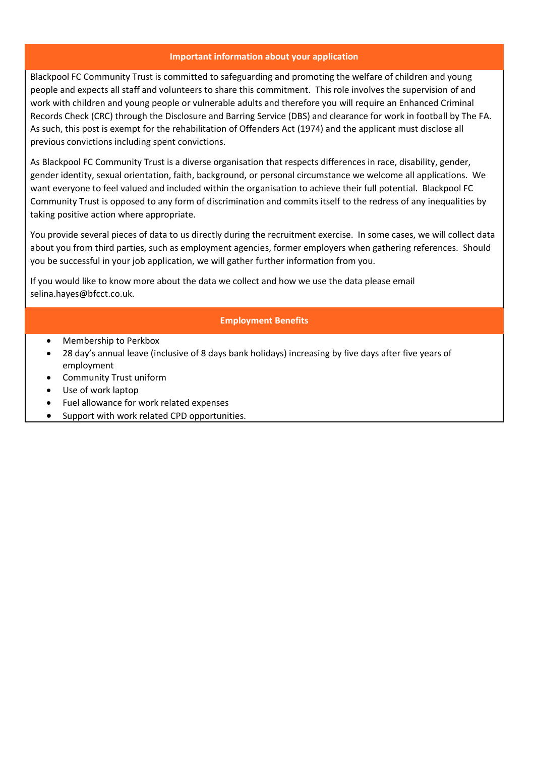## Important information about your application

Blackpool FC Community Trust is committed to safeguarding and promoting the welfare of children and young people and expects all staff and volunteers to share this commitment. This role involves the supervision of and work with children and young people or vulnerable adults and therefore you will require an Enhanced Criminal Records Check (CRC) through the Disclosure and Barring Service (DBS) and clearance for work in football by The FA. As such, this post is exempt for the rehabilitation of Offenders Act (1974) and the applicant must disclose all previous convictions including spent convictions.

As Blackpool FC Community Trust is a diverse organisation that respects differences in race, disability, gender, gender identity, sexual orientation, faith, background, or personal circumstance we welcome all applications. We want everyone to feel valued and included within the organisation to achieve their full potential. Blackpool FC Community Trust is opposed to any form of discrimination and commits itself to the redress of any inequalities by taking positive action where appropriate.

You provide several pieces of data to us directly during the recruitment exercise. In some cases, we will collect data about you from third parties, such as employment agencies, former employers when gathering references. Should you be successful in your job application, we will gather further information from you.

If you would like to know more about the data we collect and how we use the data please email selina.hayes@bfcct.co.uk.

## Employment Benefits

- Membership to Perkbox
- 28 day's annual leave (inclusive of 8 days bank holidays) increasing by five days after five years of employment
- Community Trust uniform
- Use of work laptop
- Fuel allowance for work related expenses
- Support with work related CPD opportunities.